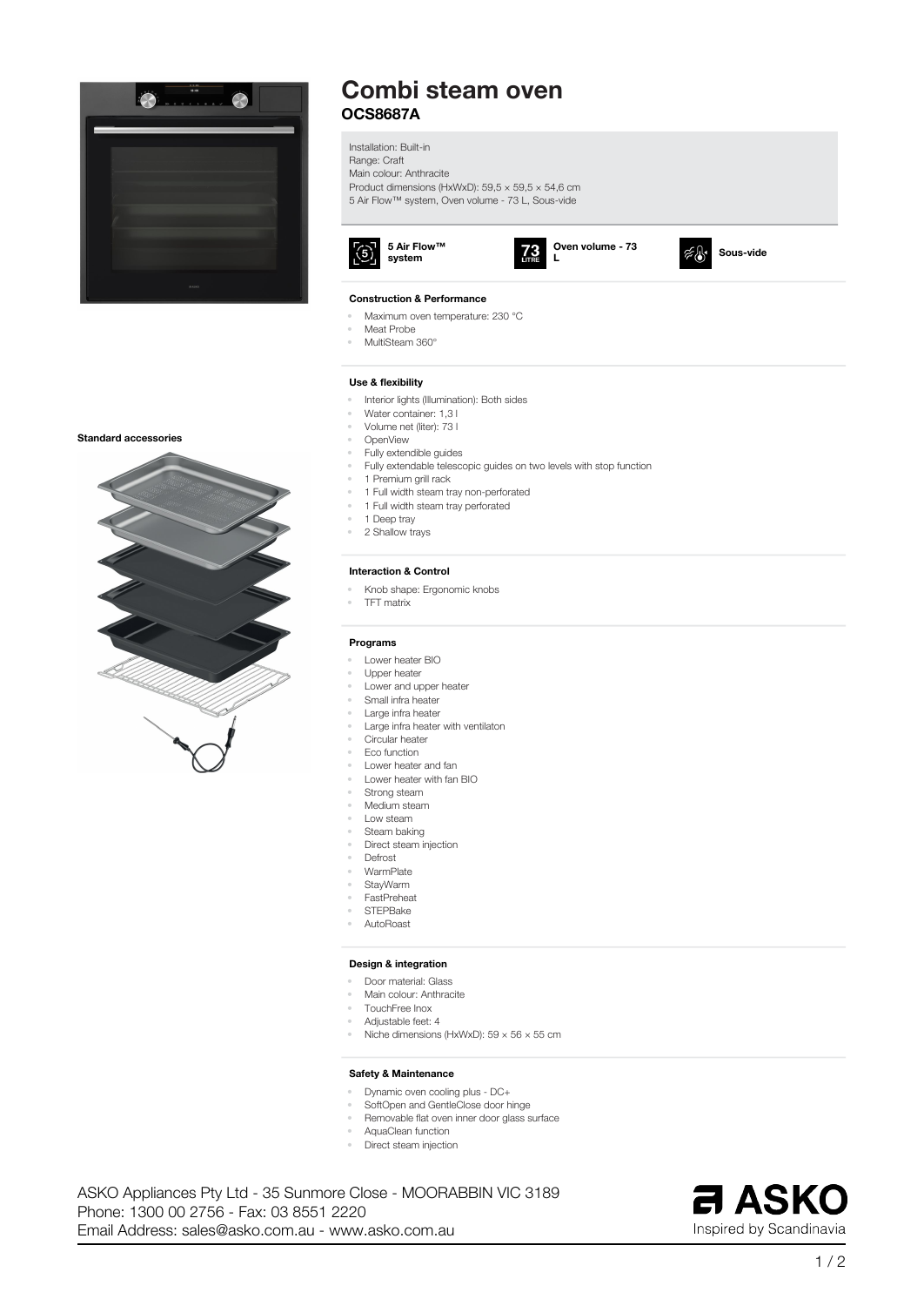# Combi steam oven

## OCS8687A

Installation: Built-in
Range: Craft
Main colour: Anthracite
Product dimensions (HxWxD): 59,5 × 59,5 × 54,6 cm
5 Air Flow™ system, Oven volume - 73 L, Sous-vide

5 Air Flow™ system

Oven volume - 73 L

Sous-vide

### Construction & Performance

- Maximum oven temperature: 230 °C
- Meat Probe
- MultiSteam 360°

### Use & flexibility

- Interior lights (Illumination): Both sides
- Water container: 1,3 l
- Volume net (liter): 73 l
- OpenView
- Fully extendible guides
- Fully extendable telescopic guides on two levels with stop function
- 1 Premium grill rack
- 1 Full width steam tray non-perforated
- 1 Full width steam tray perforated
- 1 Deep tray
- 2 Shallow trays

### Interaction & Control

- Knob shape: Ergonomic knobs
- TFT matrix

### Programs

- Lower heater BIO
- Upper heater
- Lower and upper heater
- Small infra heater
- Large infra heater
- Large infra heater with ventilaton
- Circular heater
- Eco function
- Lower heater and fan
- Lower heater with fan BIO
- Strong steam
- Medium steam
- Low steam
- Steam baking
- Direct steam injection
- Defrost
- WarmPlate
- StayWarm
- FastPreheat
- STEPBake
- AutoRoast

### Design & integration

- Door material: Glass
- Main colour: Anthracite
- TouchFree Inox
- Adjustable feet: 4
- Niche dimensions (HxWxD): 59 × 56 × 55 cm

### Safety & Maintenance

- Dynamic oven cooling plus - DC+
- SoftOpen and GentleClose door hinge
- Removable flat oven inner door glass surface
- AquaClean function
- Direct steam injection

**Standard accessories**

ASKO Appliances Pty Ltd - 35 Sunmore Close - MOORABBIN VIC 3189
Phone: 1300 00 2756 - Fax: 03 8551 2220
Email Address: sales@asko.com.au - www.asko.com.au

ASKO
Inspired by Scandinavia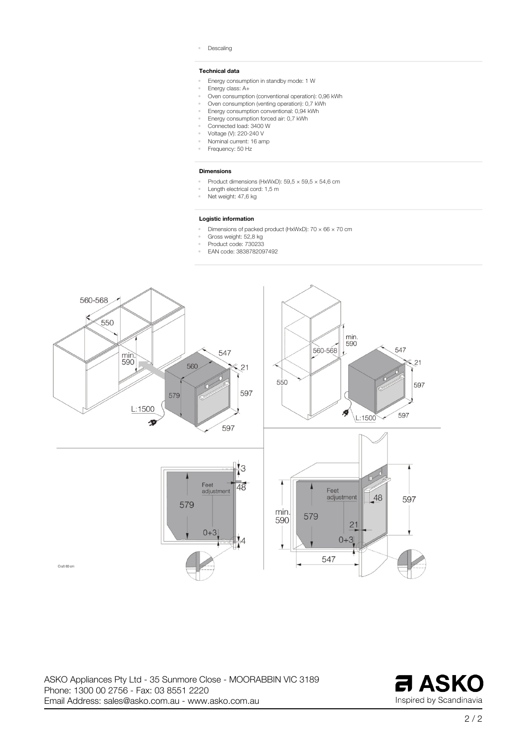- Descaling

### Technical data

- Energy consumption in standby mode: 1 W
- Energy class: A+
- Oven consumption (conventional operation): 0,96 kWh
- Oven consumption (venting operation): 0,7 kWh
- Energy consumption conventional: 0,94 kWh
- Energy consumption forced air: 0,7 kWh
- Connected load: 3400 W
- Voltage (V): 220-240 V
- Nominal current: 16 amp
- Frequency: 50 Hz

### Dimensions

- Product dimensions (HxWxD): 59,5 × 59,5 × 54,6 cm
- Length electrical cord: 1,5 m
- Net weight: 47,6 kg

### Logistic information

- Dimensions of packed product (HxWxD): 70 × 66 × 70 cm
- Gross weight: 52,8 kg
- Product code: 730233
- EAN code: 3838782097492

560-568
550
min. 590
547
560
21
579
597
L:1500
597

min. 590
560-568
547
21
550
597
L:1500
597

3
Feet adjustment
48
579
0+3
4

Feet adjustment
48
597
min. 590
579
21
0+3
547

Craft 60 cm

ASKO Appliances Pty Ltd - 35 Sunmore Close - MOORABBIN VIC 3189
Phone: 1300 00 2756 - Fax: 03 8551 2220
Email Address: sales@asko.com.au - www.asko.com.au

ASKO
Inspired by Scandinavia